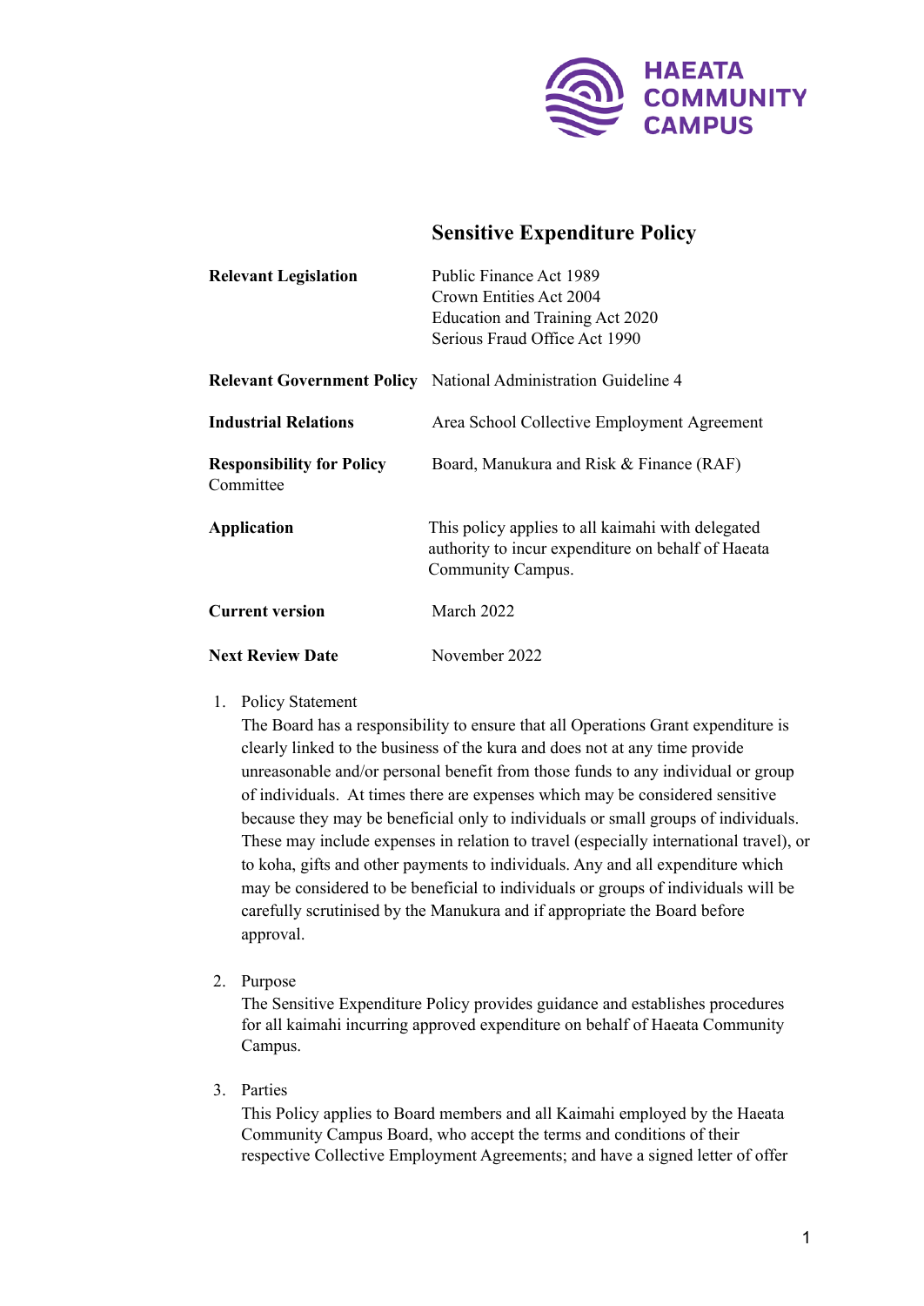HAEATA COMMUNITY CAMPUS

# Sensitive Expenditure Policy

| | |
|---|---|
| **Relevant Legislation** | Public Finance Act 1989<br>Crown Entities Act 2004<br>Education and Training Act 2020<br>Serious Fraud Office Act 1990 |
| **Relevant Government Policy** | National Administration Guideline 4 |
| **Industrial Relations** | Area School Collective Employment Agreement |
| **Responsibility for Policy** Committee | Board, Manukura and Risk & Finance (RAF) |
| **Application** | This policy applies to all kaimahi with delegated authority to incur expenditure on behalf of Haeata Community Campus. |
| **Current version** | March 2022 |
| **Next Review Date** | November 2022 |

1. Policy Statement
   The Board has a responsibility to ensure that all Operations Grant expenditure is clearly linked to the business of the kura and does not at any time provide unreasonable and/or personal benefit from those funds to any individual or group of individuals. At times there are expenses which may be considered sensitive because they may be beneficial only to individuals or small groups of individuals. These may include expenses in relation to travel (especially international travel), or to koha, gifts and other payments to individuals. Any and all expenditure which may be considered to be beneficial to individuals or groups of individuals will be carefully scrutinised by the Manukura and if appropriate the Board before approval.

2. Purpose
   The Sensitive Expenditure Policy provides guidance and establishes procedures for all kaimahi incurring approved expenditure on behalf of Haeata Community Campus.

3. Parties
   This Policy applies to Board members and all Kaimahi employed by the Haeata Community Campus Board, who accept the terms and conditions of their respective Collective Employment Agreements; and have a signed letter of offer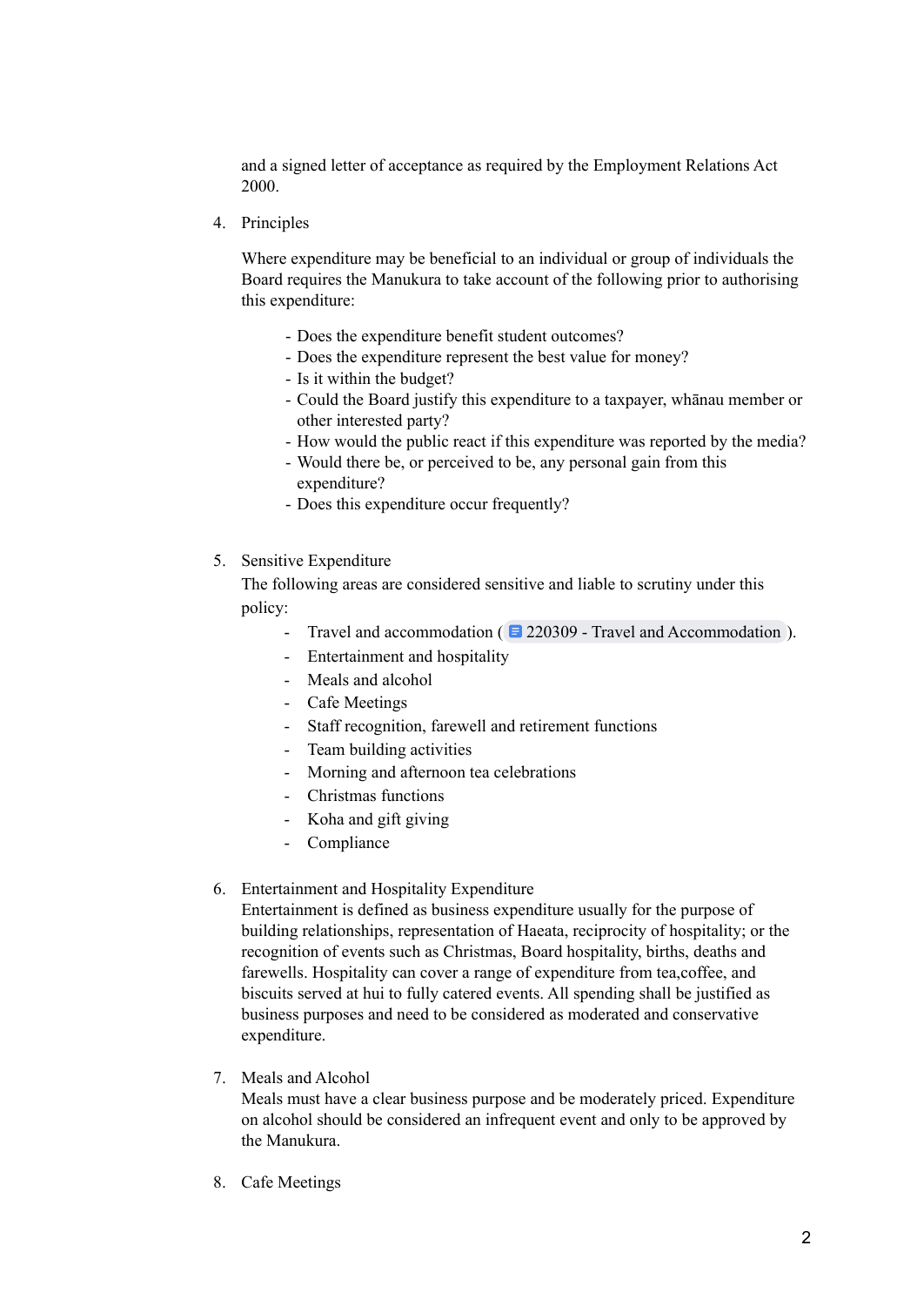and a signed letter of acceptance as required by the Employment Relations Act 2000.

4. Principles

   Where expenditure may be beneficial to an individual or group of individuals the Board requires the Manukura to take account of the following prior to authorising this expenditure:

   - Does the expenditure benefit student outcomes?
   - Does the expenditure represent the best value for money?
   - Is it within the budget?
   - Could the Board justify this expenditure to a taxpayer, whānau member or other interested party?
   - How would the public react if this expenditure was reported by the media?
   - Would there be, or perceived to be, any personal gain from this expenditure?
   - Does this expenditure occur frequently?

5. Sensitive Expenditure

   The following areas are considered sensitive and liable to scrutiny under this policy:

   - Travel and accommodation ( 220309 - Travel and Accommodation ).
   - Entertainment and hospitality
   - Meals and alcohol
   - Cafe Meetings
   - Staff recognition, farewell and retirement functions
   - Team building activities
   - Morning and afternoon tea celebrations
   - Christmas functions
   - Koha and gift giving
   - Compliance

6. Entertainment and Hospitality Expenditure

   Entertainment is defined as business expenditure usually for the purpose of building relationships, representation of Haeata, reciprocity of hospitality; or the recognition of events such as Christmas, Board hospitality, births, deaths and farewells. Hospitality can cover a range of expenditure from tea,coffee, and biscuits served at hui to fully catered events. All spending shall be justified as business purposes and need to be considered as moderated and conservative expenditure.

7. Meals and Alcohol

   Meals must have a clear business purpose and be moderately priced. Expenditure on alcohol should be considered an infrequent event and only to be approved by the Manukura.

8. Cafe Meetings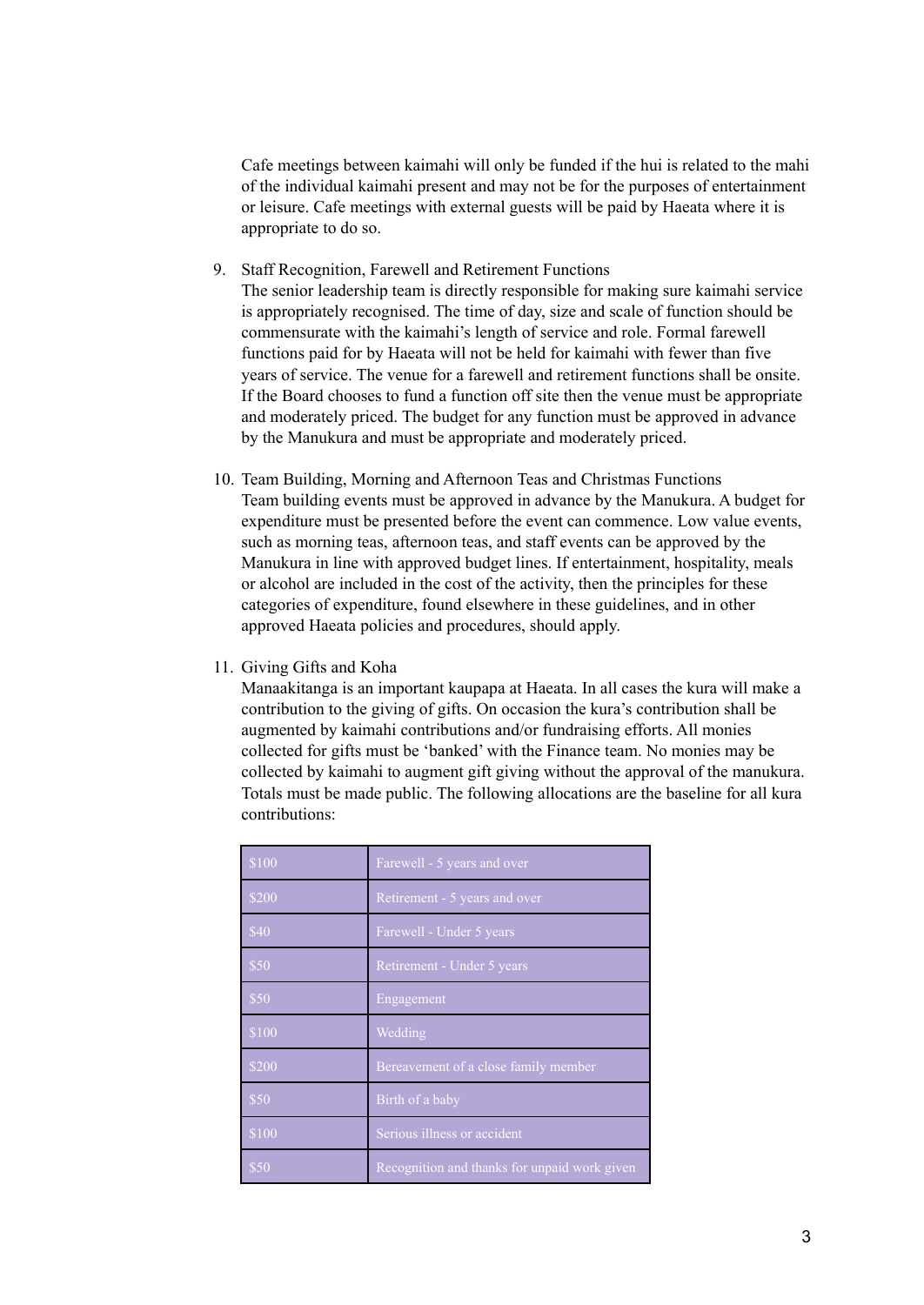Cafe meetings between kaimahi will only be funded if the hui is related to the mahi of the individual kaimahi present and may not be for the purposes of entertainment or leisure. Cafe meetings with external guests will be paid by Haeata where it is appropriate to do so.

9. Staff Recognition, Farewell and Retirement Functions
   The senior leadership team is directly responsible for making sure kaimahi service is appropriately recognised. The time of day, size and scale of function should be commensurate with the kaimahi's length of service and role. Formal farewell functions paid for by Haeata will not be held for kaimahi with fewer than five years of service. The venue for a farewell and retirement functions shall be onsite. If the Board chooses to fund a function off site then the venue must be appropriate and moderately priced. The budget for any function must be approved in advance by the Manukura and must be appropriate and moderately priced.

10. Team Building, Morning and Afternoon Teas and Christmas Functions
    Team building events must be approved in advance by the Manukura. A budget for expenditure must be presented before the event can commence. Low value events, such as morning teas, afternoon teas, and staff events can be approved by the Manukura in line with approved budget lines. If entertainment, hospitality, meals or alcohol are included in the cost of the activity, then the principles for these categories of expenditure, found elsewhere in these guidelines, and in other approved Haeata policies and procedures, should apply.

11. Giving Gifts and Koha
    Manaakitanga is an important kaupapa at Haeata. In all cases the kura will make a contribution to the giving of gifts. On occasion the kura's contribution shall be augmented by kaimahi contributions and/or fundraising efforts. All monies collected for gifts must be 'banked' with the Finance team. No monies may be collected by kaimahi to augment gift giving without the approval of the manukura. Totals must be made public. The following allocations are the baseline for all kura contributions:

| | |
|---|---|
| $100 | Farewell - 5 years and over |
| $200 | Retirement - 5 years and over |
| $40 | Farewell - Under 5 years |
| $50 | Retirement - Under 5 years |
| $50 | Engagement |
| $100 | Wedding |
| $200 | Bereavement of a close family member |
| $50 | Birth of a baby |
| $100 | Serious illness or accident |
| $50 | Recognition and thanks for unpaid work given |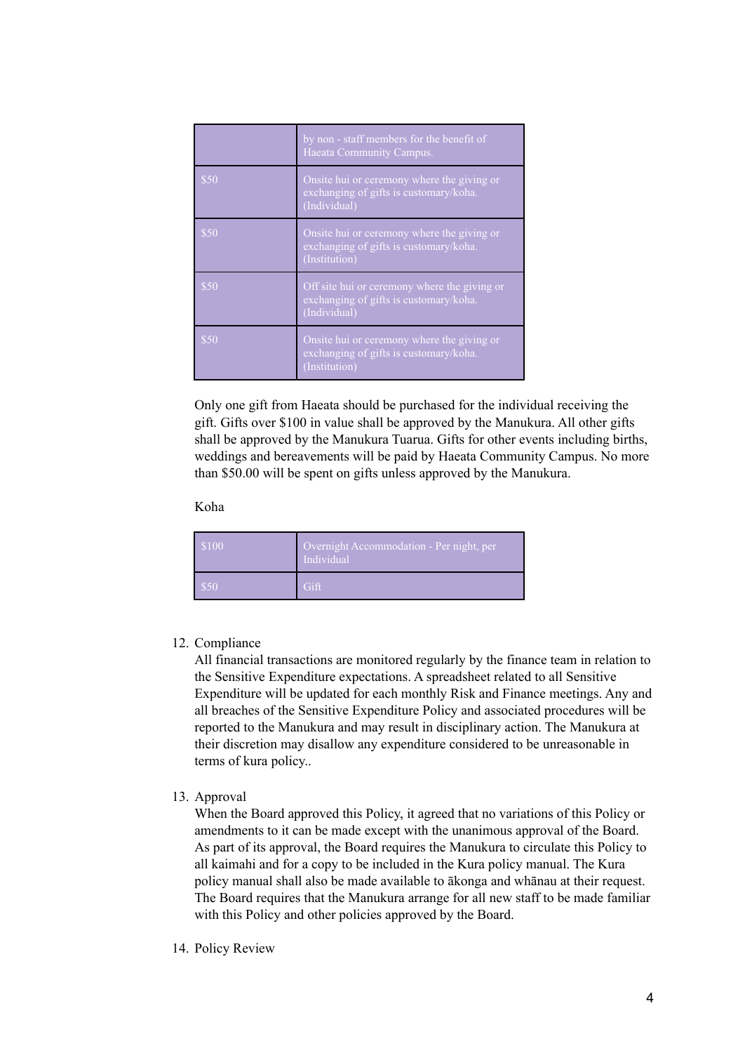| | |
|---|---|
| | by non - staff members for the benefit of Haeata Community Campus. |
| $50 | Onsite hui or ceremony where the giving or exchanging of gifts is customary/koha. (Individual) |
| $50 | Onsite hui or ceremony where the giving or exchanging of gifts is customary/koha. (Institution) |
| $50 | Off site hui or ceremony where the giving or exchanging of gifts is customary/koha. (Individual) |
| $50 | Onsite hui or ceremony where the giving or exchanging of gifts is customary/koha. (Institution) |

Only one gift from Haeata should be purchased for the individual receiving the gift. Gifts over $100 in value shall be approved by the Manukura. All other gifts shall be approved by the Manukura Tuarua. Gifts for other events including births, weddings and bereavements will be paid by Haeata Community Campus. No more than $50.00 will be spent on gifts unless approved by the Manukura.

Koha

| | |
|---|---|
| $100 | Overnight Accommodation - Per night, per Individual |
| $50 | Gift |

12. Compliance
All financial transactions are monitored regularly by the finance team in relation to the Sensitive Expenditure expectations. A spreadsheet related to all Sensitive Expenditure will be updated for each monthly Risk and Finance meetings. Any and all breaches of the Sensitive Expenditure Policy and associated procedures will be reported to the Manukura and may result in disciplinary action. The Manukura at their discretion may disallow any expenditure considered to be unreasonable in terms of kura policy..

13. Approval
When the Board approved this Policy, it agreed that no variations of this Policy or amendments to it can be made except with the unanimous approval of the Board. As part of its approval, the Board requires the Manukura to circulate this Policy to all kaimahi and for a copy to be included in the Kura policy manual. The Kura policy manual shall also be made available to ākonga and whānau at their request. The Board requires that the Manukura arrange for all new staff to be made familiar with this Policy and other policies approved by the Board.

14. Policy Review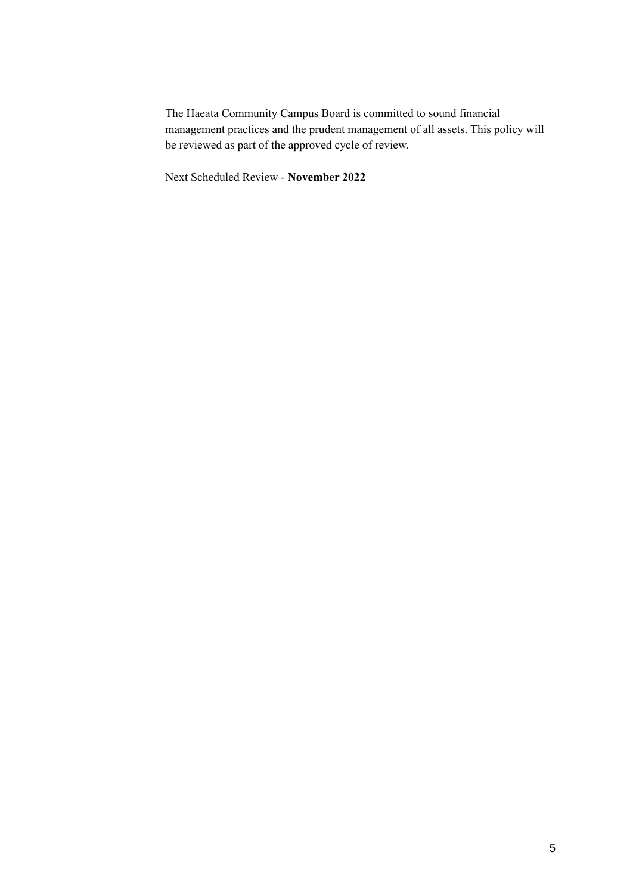The Haeata Community Campus Board is committed to sound financial management practices and the prudent management of all assets. This policy will be reviewed as part of the approved cycle of review.

Next Scheduled Review - **November 2022**